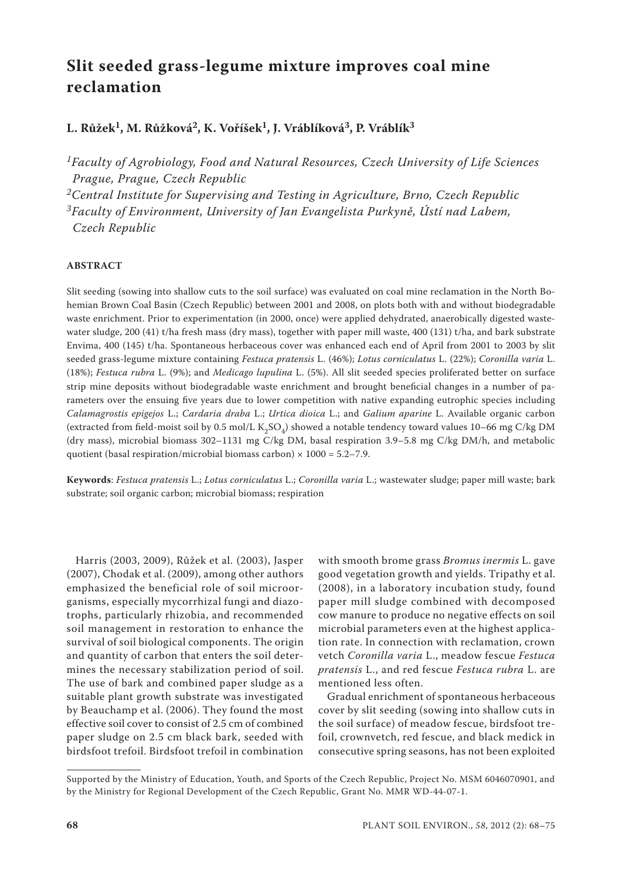# Slit seeded grass-legume mixture improves coal mine reclamation

**L. Růžek[1], M. Růžková[2], K. Voříšek[1], J. Vráblíková[3], P. Vráblík[3]**

*[1]Faculty of Agrobiology, Food and Natural Resources, Czech University of Life Sciences Prague, Prague, Czech Republic*
*[2]Central Institute for Supervising and Testing in Agriculture, Brno, Czech Republic*
*[3]Faculty of Environment, University of Jan Evangelista Purkyně, Ústí nad Labem, Czech Republic*

## ABSTRACT

Slit seeding (sowing into shallow cuts to the soil surface) was evaluated on coal mine reclamation in the North Bohemian Brown Coal Basin (Czech Republic) between 2001 and 2008, on plots both with and without biodegradable waste enrichment. Prior to experimentation (in 2000, once) were applied dehydrated, anaerobically digested wastewater sludge, 200 (41) t/ha fresh mass (dry mass), together with paper mill waste, 400 (131) t/ha, and bark substrate Envima, 400 (145) t/ha. Spontaneous herbaceous cover was enhanced each end of April from 2001 to 2003 by slit seeded grass-legume mixture containing *Festuca pratensis* L. (46%); *Lotus corniculatus* L. (22%); *Coronilla varia* L. (18%); *Festuca rubra* L. (9%); and *Medicago lupulina* L. (5%). All slit seeded species proliferated better on surface strip mine deposits without biodegradable waste enrichment and brought beneficial changes in a number of parameters over the ensuing five years due to lower competition with native expanding eutrophic species including *Calamagrostis epigejos* L.; *Cardaria draba* L.; *Urtica dioica* L.; and *Galium aparine* L. Available organic carbon (extracted from field-moist soil by 0.5 mol/L $K_2SO_4$) showed a notable tendency toward values 10–66 mg C/kg DM (dry mass), microbial biomass 302–1131 mg C/kg DM, basal respiration 3.9–5.8 mg C/kg DM/h, and metabolic quotient (basal respiration/microbial biomass carbon) × 1000 = 5.2–7.9.

**Keywords**: *Festuca pratensis* L.; *Lotus corniculatus* L.; *Coronilla varia* L.; wastewater sludge; paper mill waste; bark substrate; soil organic carbon; microbial biomass; respiration

Harris (2003, 2009), Růžek et al. (2003), Jasper (2007), Chodak et al. (2009), among other authors emphasized the beneficial role of soil microorganisms, especially mycorrhizal fungi and diazotrophs, particularly rhizobia, and recommended soil management in restoration to enhance the survival of soil biological components. The origin and quantity of carbon that enters the soil determines the necessary stabilization period of soil. The use of bark and combined paper sludge as a suitable plant growth substrate was investigated by Beauchamp et al. (2006). They found the most effective soil cover to consist of 2.5 cm of combined paper sludge on 2.5 cm black bark, seeded with birdsfoot trefoil. Birdsfoot trefoil in combination with smooth brome grass *Bromus inermis* L. gave good vegetation growth and yields. Tripathy et al. (2008), in a laboratory incubation study, found paper mill sludge combined with decomposed cow manure to produce no negative effects on soil microbial parameters even at the highest application rate. In connection with reclamation, crown vetch *Coronilla varia* L., meadow fescue *Festuca pratensis* L., and red fescue *Festuca rubra* L. are mentioned less often.

Gradual enrichment of spontaneous herbaceous cover by slit seeding (sowing into shallow cuts in the soil surface) of meadow fescue, birdsfoot trefoil, crownvetch, red fescue, and black medick in consecutive spring seasons, has not been exploited

Supported by the Ministry of Education, Youth, and Sports of the Czech Republic, Project No. MSM 6046070901, and by the Ministry for Regional Development of the Czech Republic, Grant No. MMR WD-44-07-1.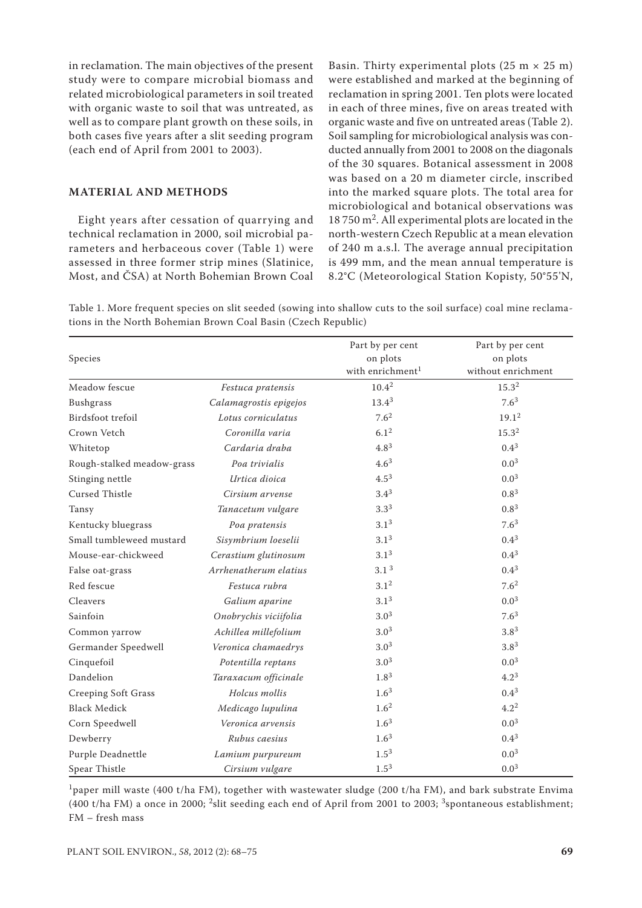in reclamation. The main objectives of the present study were to compare microbial biomass and related microbiological parameters in soil treated with organic waste to soil that was untreated, as well as to compare plant growth on these soils, in both cases five years after a slit seeding program (each end of April from 2001 to 2003).

## MATERIAL AND METHODS

Eight years after cessation of quarrying and technical reclamation in 2000, soil microbial parameters and herbaceous cover (Table 1) were assessed in three former strip mines (Slatinice, Most, and ČSA) at North Bohemian Brown Coal Basin. Thirty experimental plots (25 m × 25 m) were established and marked at the beginning of reclamation in spring 2001. Ten plots were located in each of three mines, five on areas treated with organic waste and five on untreated areas (Table 2). Soil sampling for microbiological analysis was conducted annually from 2001 to 2008 on the diagonals of the 30 squares. Botanical assessment in 2008 was based on a 20 m diameter circle, inscribed into the marked square plots. The total area for microbiological and botanical observations was 18 750 $m^2$. All experimental plots are located in the north-western Czech Republic at a mean elevation of 240 m a.s.l. The average annual precipitation is 499 mm, and the mean annual temperature is 8.2°C (Meteorological Station Kopisty, 50°55'N,

Table 1. More frequent species on slit seeded (sowing into shallow cuts to the soil surface) coal mine reclamations in the North Bohemian Brown Coal Basin (Czech Republic)

| Species | | Part by per cent on plots with enrichment[1] | Part by per cent on plots without enrichment |
|---|---|---|---|
| Meadow fescue | *Festuca pratensis* | 10.4[2] | 15.3[2] |
| Bushgrass | *Calamagrostis epigejos* | 13.4[3] | 7.6[3] |
| Birdsfoot trefoil | *Lotus corniculatus* | 7.6[2] | 19.1[2] |
| Crown Vetch | *Coronilla varia* | 6.1[2] | 15.3[2] |
| Whitetop | *Cardaria draba* | 4.8[3] | 0.4[3] |
| Rough-stalked meadow-grass | *Poa trivialis* | 4.6[3] | 0.0[3] |
| Stinging nettle | *Urtica dioica* | 4.5[3] | 0.0[3] |
| Cursed Thistle | *Cirsium arvense* | 3.4[3] | 0.8[3] |
| Tansy | *Tanacetum vulgare* | 3.3[3] | 0.8[3] |
| Kentucky bluegrass | *Poa pratensis* | 3.1[3] | 7.6[3] |
| Small tumbleweed mustard | *Sisymbrium loeselii* | 3.1[3] | 0.4[3] |
| Mouse-ear-chickweed | *Cerastium glutinosum* | 3.1[3] | 0.4[3] |
| False oat-grass | *Arrhenatherum elatius* | 3.1[3] | 0.4[3] |
| Red fescue | *Festuca rubra* | 3.1[2] | 7.6[2] |
| Cleavers | *Galium aparine* | 3.1[3] | 0.0[3] |
| Sainfoin | *Onobrychis viciifolia* | 3.0[3] | 7.6[3] |
| Common yarrow | *Achillea millefolium* | 3.0[3] | 3.8[3] |
| Germander Speedwell | *Veronica chamaedrys* | 3.0[3] | 3.8[3] |
| Cinquefoil | *Potentilla reptans* | 3.0[3] | 0.0[3] |
| Dandelion | *Taraxacum officinale* | 1.8[3] | 4.2[3] |
| Creeping Soft Grass | *Holcus mollis* | 1.6[3] | 0.4[3] |
| Black Medick | *Medicago lupulina* | 1.6[2] | 4.2[2] |
| Corn Speedwell | *Veronica arvensis* | 1.6[3] | 0.0[3] |
| Dewberry | *Rubus caesius* | 1.6[3] | 0.4[3] |
| Purple Deadnettle | *Lamium purpureum* | 1.5[3] | 0.0[3] |
| Spear Thistle | *Cirsium vulgare* | 1.5[3] | 0.0[3] |

[1]paper mill waste (400 t/ha FM), together with wastewater sludge (200 t/ha FM), and bark substrate Envima (400 t/ha FM) a once in 2000; [2]slit seeding each end of April from 2001 to 2003; [3]spontaneous establishment; FM – fresh mass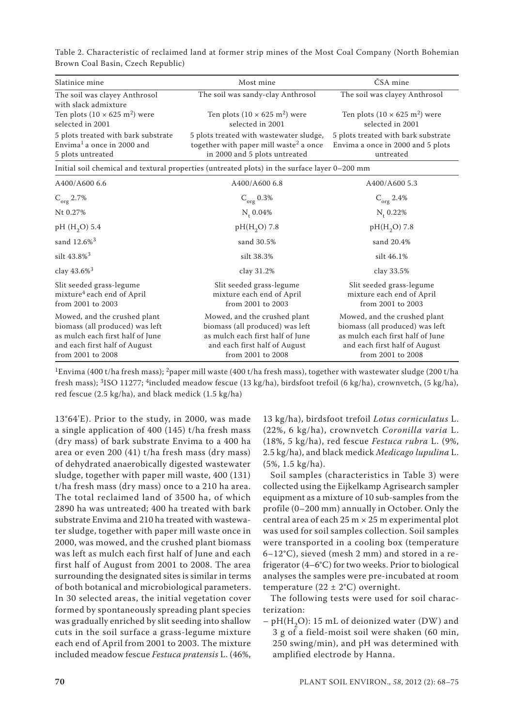Table 2. Characteristic of reclaimed land at former strip mines of the Most Coal Company (North Bohemian Brown Coal Basin, Czech Republic)

| Slatinice mine | Most mine | ČSA mine |
|---|---|---|
| The soil was clayey Anthrosol with slack admixture | The soil was sandy-clay Anthrosol | The soil was clayey Anthrosol |
| Ten plots ($10 \times 625$ m$^2$) were selected in 2001 | Ten plots ($10 \times 625$ m$^2$) were selected in 2001 | Ten plots ($10 \times 625$ m$^2$) were selected in 2001 |
| 5 plots treated with bark substrate Envima[1] a once in 2000 and 5 plots untreated | 5 plots treated with wastewater sludge, together with paper mill waste[2] a once in 2000 and 5 plots untreated | 5 plots treated with bark substrate Envima a once in 2000 and 5 plots untreated |
| Initial soil chemical and textural properties (untreated plots) in the surface layer 0–200 mm | | |
| A400/A600 6.6 | A400/A600 6.8 | A400/A600 5.3 |
| $C_{org}$ 2.7% | $C_{org}$ 0.3% | $C_{org}$ 2.4% |
| Nt 0.27% | $N_t$ 0.04% | $N_t$ 0.22% |
| pH ($H_2O$) 5.4 | pH($H_2O$) 7.8 | pH($H_2O$) 7.8 |
| sand 12.6%[3] | sand 30.5% | sand 20.4% |
| silt 43.8%[3] | silt 38.3% | silt 46.1% |
| clay 43.6%[3] | clay 31.2% | clay 33.5% |
| Slit seeded grass-legume mixture[4] each end of April from 2001 to 2003 | Slit seeded grass-legume mixture each end of April from 2001 to 2003 | Slit seeded grass-legume mixture each end of April from 2001 to 2003 |
| Mowed, and the crushed plant biomass (all produced) was left as mulch each first half of June and each first half of August from 2001 to 2008 | Mowed, and the crushed plant biomass (all produced) was left as mulch each first half of June and each first half of August from 2001 to 2008 | Mowed, and the crushed plant biomass (all produced) was left as mulch each first half of June and each first half of August from 2001 to 2008 |

[1]Envima (400 t/ha fresh mass); [2]paper mill waste (400 t/ha fresh mass), together with wastewater sludge (200 t/ha fresh mass); [3]ISO 11277; [4]included meadow fescue (13 kg/ha), birdsfoot trefoil (6 kg/ha), crownvetch, (5 kg/ha), red fescue (2.5 kg/ha), and black medick (1.5 kg/ha)

13°64'E). Prior to the study, in 2000, was made a single application of 400 (145) t/ha fresh mass (dry mass) of bark substrate Envima to a 400 ha area or even 200 (41) t/ha fresh mass (dry mass) of dehydrated anaerobically digested wastewater sludge, together with paper mill waste, 400 (131) t/ha fresh mass (dry mass) once to a 210 ha area. The total reclaimed land of 3500 ha, of which 2890 ha was untreated; 400 ha treated with bark substrate Envima and 210 ha treated with wastewater sludge, together with paper mill waste once in 2000, was mowed, and the crushed plant biomass was left as mulch each first half of June and each first half of August from 2001 to 2008. The area surrounding the designated sites is similar in terms of both botanical and microbiological parameters. In 30 selected areas, the initial vegetation cover formed by spontaneously spreading plant species was gradually enriched by slit seeding into shallow cuts in the soil surface a grass-legume mixture each end of April from 2001 to 2003. The mixture included meadow fescue *Festuca pratensis* L. (46%, 13 kg/ha), birdsfoot trefoil *Lotus corniculatus* L. (22%, 6 kg/ha), crownvetch *Coronilla varia* L. (18%, 5 kg/ha), red fescue *Festuca rubra* L. (9%, 2.5 kg/ha), and black medick *Medicago lupulina* L. (5%, 1.5 kg/ha).

Soil samples (characteristics in Table 3) were collected using the Eijkelkamp Agrisearch sampler equipment as a mixture of 10 sub-samples from the profile (0–200 mm) annually in October. Only the central area of each 25 m × 25 m experimental plot was used for soil samples collection. Soil samples were transported in a cooling box (temperature 6–12°C), sieved (mesh 2 mm) and stored in a refrigerator (4–6°C) for two weeks. Prior to biological analyses the samples were pre-incubated at room temperature (22 ± 2°C) overnight.

The following tests were used for soil characterization:

– pH($H_2O$): 15 mL of deionized water (DW) and 3 g of a field-moist soil were shaken (60 min, 250 swing/min), and pH was determined with amplified electrode by Hanna.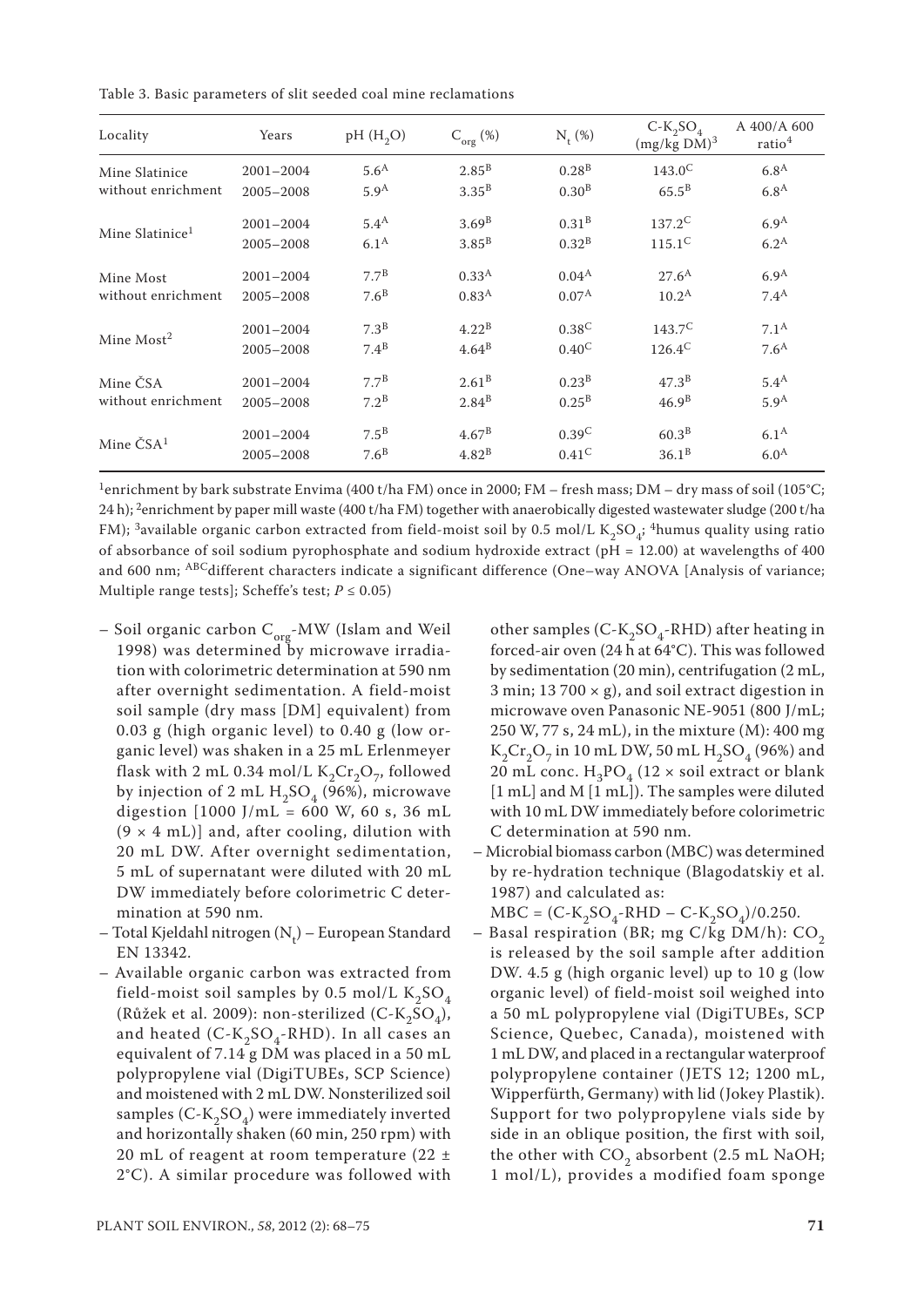Table 3. Basic parameters of slit seeded coal mine reclamations

| Locality | Years | pH ($H_2O$) | $C_{org}$ (%) | $N_t$ (%) | $C$-$K_2SO_4$ (mg/kg DM)[3] | A 400/A 600 ratio[4] |
|---|---|---|---|---|---|---|
| Mine Slatinice without enrichment | 2001–2004 | 5.6[A] | 2.85[B] | 0.28[B] | 143.0[C] | 6.8[A] |
| | 2005–2008 | 5.9[A] | 3.35[B] | 0.30[B] | 65.5[B] | 6.8[A] |
| Mine Slatinice[1] | 2001–2004 | 5.4[A] | 3.69[B] | 0.31[B] | 137.2[C] | 6.9[A] |
| | 2005–2008 | 6.1[A] | 3.85[B] | 0.32[B] | 115.1[C] | 6.2[A] |
| Mine Most without enrichment | 2001–2004 | 7.7[B] | 0.33[A] | 0.04[A] | 27.6[A] | 6.9[A] |
| | 2005–2008 | 7.6[B] | 0.83[A] | 0.07[A] | 10.2[A] | 7.4[A] |
| Mine Most[2] | 2001–2004 | 7.3[B] | 4.22[B] | 0.38[C] | 143.7[C] | 7.1[A] |
| | 2005–2008 | 7.4[B] | 4.64[B] | 0.40[C] | 126.4[C] | 7.6[A] |
| Mine ČSA without enrichment | 2001–2004 | 7.7[B] | 2.61[B] | 0.23[B] | 47.3[B] | 5.4[A] |
| | 2005–2008 | 7.2[B] | 2.84[B] | 0.25[B] | 46.9[B] | 5.9[A] |
| Mine ČSA[1] | 2001–2004 | 7.5[B] | 4.67[B] | 0.39[C] | 60.3[B] | 6.1[A] |
| | 2005–2008 | 7.6[B] | 4.82[B] | 0.41[C] | 36.1[B] | 6.0[A] |

[1]enrichment by bark substrate Envima (400 t/ha FM) once in 2000; FM – fresh mass; DM – dry mass of soil (105°C; 24 h); [2]enrichment by paper mill waste (400 t/ha FM) together with anaerobically digested wastewater sludge (200 t/ha FM); [3]available organic carbon extracted from field-moist soil by 0.5 mol/L $K_2SO_4$; [4]humus quality using ratio of absorbance of soil sodium pyrophosphate and sodium hydroxide extract (pH = 12.00) at wavelengths of 400 and 600 nm; [ABC]different characters indicate a significant difference (One–way ANOVA [Analysis of variance; Multiple range tests]; Scheffe's test; $P \leq 0.05$)

- Soil organic carbon $C_{org}$-MW (Islam and Weil 1998) was determined by microwave irradiation with colorimetric determination at 590 nm after overnight sedimentation. A field-moist soil sample (dry mass [DM] equivalent) from 0.03 g (high organic level) to 0.40 g (low organic level) was shaken in a 25 mL Erlenmeyer flask with 2 mL 0.34 mol/L $K_2Cr_2O_7$, followed by injection of 2 mL $H_2SO_4$ (96%), microwave digestion [1000 J/mL = 600 W, 60 s, 36 mL (9 × 4 mL)] and, after cooling, dilution with 20 mL DW. After overnight sedimentation, 5 mL of supernatant were diluted with 20 mL DW immediately before colorimetric C determination at 590 nm.
- Total Kjeldahl nitrogen ($N_t$) – European Standard EN 13342.
- Available organic carbon was extracted from field-moist soil samples by 0.5 mol/L $K_2SO_4$ (Růžek et al. 2009): non-sterilized (C-$K_2SO_4$), and heated (C-$K_2SO_4$-RHD). In all cases an equivalent of 7.14 g DM was placed in a 50 mL polypropylene vial (DigiTUBEs, SCP Science) and moistened with 2 mL DW. Nonsterilized soil samples (C-$K_2SO_4$) were immediately inverted and horizontally shaken (60 min, 250 rpm) with 20 mL of reagent at room temperature (22 ± 2°C). A similar procedure was followed with other samples (C-$K_2SO_4$-RHD) after heating in forced-air oven (24 h at 64°C). This was followed by sedimentation (20 min), centrifugation (2 mL, 3 min; 13 700 × g), and soil extract digestion in microwave oven Panasonic NE-9051 (800 J/mL; 250 W, 77 s, 24 mL), in the mixture (M): 400 mg $K_2Cr_2O_7$ in 10 mL DW, 50 mL $H_2SO_4$ (96%) and 20 mL conc. $H_3PO_4$ (12 × soil extract or blank [1 mL] and M [1 mL]). The samples were diluted with 10 mL DW immediately before colorimetric C determination at 590 nm.
- Microbial biomass carbon (MBC) was determined by re-hydration technique (Blagodatskiy et al. 1987) and calculated as:

  MBC = (C-$K_2SO_4$-RHD – C-$K_2SO_4$)/0.250.
- Basal respiration (BR; mg C/kg DM/h): $CO_2$ is released by the soil sample after addition DW. 4.5 g (high organic level) up to 10 g (low organic level) of field-moist soil weighed into a 50 mL polypropylene vial (DigiTUBEs, SCP Science, Quebec, Canada), moistened with 1 mL DW, and placed in a rectangular waterproof polypropylene container (JETS 12; 1200 mL, Wipperfürth, Germany) with lid (Jokey Plastik). Support for two polypropylene vials side by side in an oblique position, the first with soil, the other with $CO_2$ absorbent (2.5 mL NaOH; 1 mol/L), provides a modified foam sponge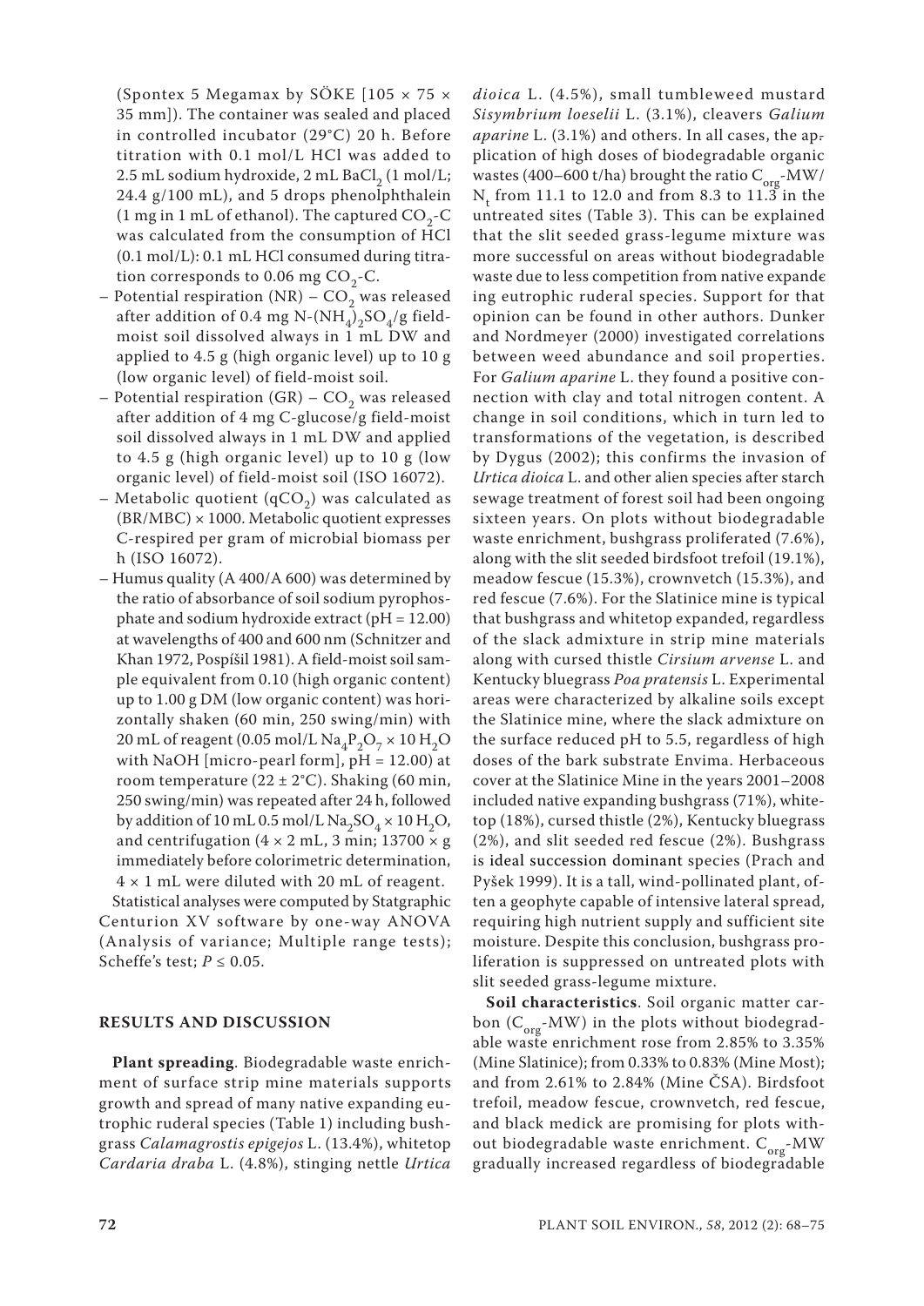(Spontex 5 Megamax by SÖKE [105 × 75 × 35 mm]). The container was sealed and placed in controlled incubator (29°C) 20 h. Before titration with 0.1 mol/L HCl was added to 2.5 mL sodium hydroxide, 2 mL $BaCl_2$ (1 mol/L; 24.4 g/100 mL), and 5 drops phenolphthalein (1 mg in 1 mL of ethanol). The captured $CO_2$-C was calculated from the consumption of HCl (0.1 mol/L): 0.1 mL HCl consumed during titration corresponds to 0.06 mg $CO_2$-C.

- Potential respiration (NR) – $CO_2$ was released after addition of 0.4 mg N-$(NH_4)_2SO_4$/g field-moist soil dissolved always in 1 mL DW and applied to 4.5 g (high organic level) up to 10 g (low organic level) of field-moist soil.
- Potential respiration (GR) – $CO_2$ was released after addition of 4 mg C-glucose/g field-moist soil dissolved always in 1 mL DW and applied to 4.5 g (high organic level) up to 10 g (low organic level) of field-moist soil (ISO 16072).
- Metabolic quotient ($qCO_2$) was calculated as (BR/MBC) × 1000. Metabolic quotient expresses C-respired per gram of microbial biomass per h (ISO 16072).
- Humus quality (A 400/A 600) was determined by the ratio of absorbance of soil sodium pyrophosphate and sodium hydroxide extract (pH = 12.00) at wavelengths of 400 and 600 nm (Schnitzer and Khan 1972, Pospíšil 1981). A field-moist soil sample equivalent from 0.10 (high organic content) up to 1.00 g DM (low organic content) was horizontally shaken (60 min, 250 swing/min) with 20 mL of reagent (0.05 mol/L $Na_4P_2O_7 \times 10\, H_2O$ with NaOH [micro-pearl form], pH = 12.00) at room temperature (22 ± 2°C). Shaking (60 min, 250 swing/min) was repeated after 24 h, followed by addition of 10 mL 0.5 mol/L $Na_2SO_4 \times 10\, H_2O$, and centrifugation (4 × 2 mL, 3 min; 13700 × g immediately before colorimetric determination, 4 × 1 mL were diluted with 20 mL of reagent.

Statistical analyses were computed by Statgraphic Centurion XV software by one-way ANOVA (Analysis of variance; Multiple range tests); Scheffe's test; $P \leq 0.05$.

## RESULTS AND DISCUSSION

**Plant spreading**. Biodegradable waste enrichment of surface strip mine materials supports growth and spread of many native expanding eutrophic ruderal species (Table 1) including bushgrass *Calamagrostis epigejos* L. (13.4%), whitetop *Cardaria draba* L. (4.8%), stinging nettle *Urtica dioica* L. (4.5%), small tumbleweed mustard *Sisymbrium loeselii* L. (3.1%), cleavers *Galium aparine* L. (3.1%) and others. In all cases, the application of high doses of biodegradable organic wastes (400–600 t/ha) brought the ratio $C_{org}$-MW/$N_t$ from 11.1 to 12.0 and from 8.3 to 11.3 in the untreated sites (Table 3). This can be explained that the slit seeded grass-legume mixture was more successful on areas without biodegradable waste due to less competition from native expanding eutrophic ruderal species. Support for that opinion can be found in other authors. Dunker and Nordmeyer (2000) investigated correlations between weed abundance and soil properties. For *Galium aparine* L. they found a positive connection with clay and total nitrogen content. A change in soil conditions, which in turn led to transformations of the vegetation, is described by Dygus (2002); this confirms the invasion of *Urtica dioica* L. and other alien species after starch sewage treatment of forest soil had been ongoing sixteen years. On plots without biodegradable waste enrichment, bushgrass proliferated (7.6%), along with the slit seeded birdsfoot trefoil (19.1%), meadow fescue (15.3%), crownvetch (15.3%), and red fescue (7.6%). For the Slatinice mine is typical that bushgrass and whitetop expanded, regardless of the slack admixture in strip mine materials along with cursed thistle *Cirsium arvense* L. and Kentucky bluegrass *Poa pratensis* L. Experimental areas were characterized by alkaline soils except the Slatinice mine, where the slack admixture on the surface reduced pH to 5.5, regardless of high doses of the bark substrate Envima. Herbaceous cover at the Slatinice Mine in the years 2001–2008 included native expanding bushgrass (71%), whitetop (18%), cursed thistle (2%), Kentucky bluegrass (2%), and slit seeded red fescue (2%). Bushgrass is ideal succession dominant species (Prach and Pyšek 1999). It is a tall, wind-pollinated plant, often a geophyte capable of intensive lateral spread, requiring high nutrient supply and sufficient site moisture. Despite this conclusion, bushgrass proliferation is suppressed on untreated plots with slit seeded grass-legume mixture.

**Soil characteristics**. Soil organic matter carbon ($C_{org}$-MW) in the plots without biodegradable waste enrichment rose from 2.85% to 3.35% (Mine Slatinice); from 0.33% to 0.83% (Mine Most); and from 2.61% to 2.84% (Mine ČSA). Birdsfoot trefoil, meadow fescue, crownvetch, red fescue, and black medick are promising for plots without biodegradable waste enrichment. $C_{org}$-MW gradually increased regardless of biodegradable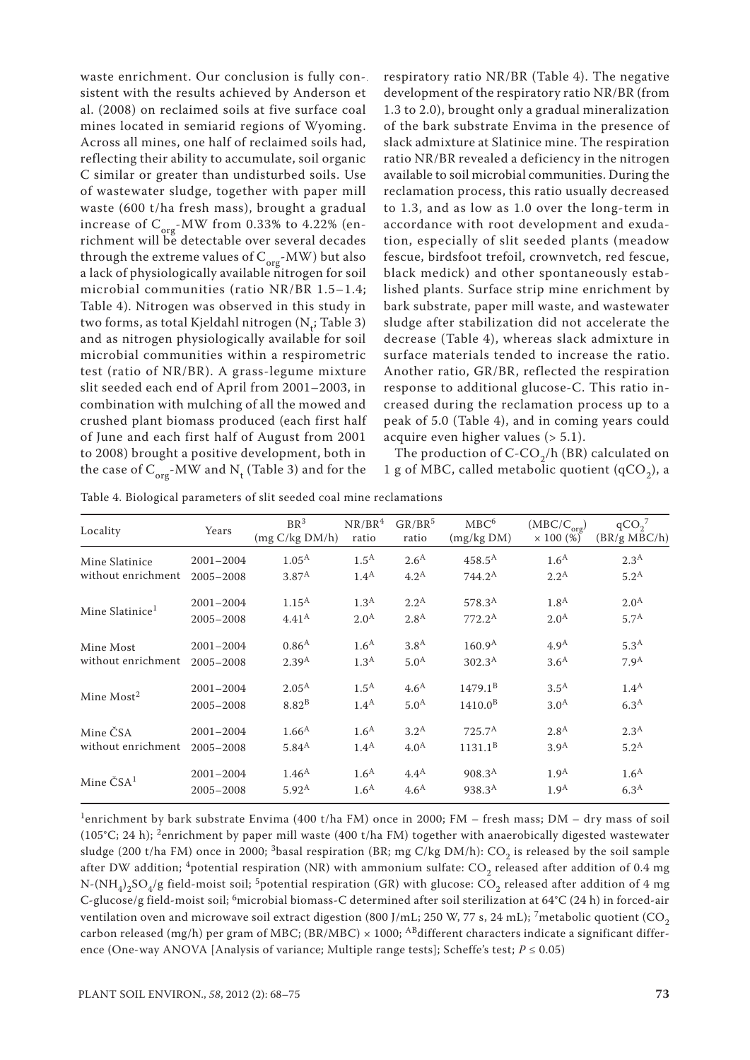waste enrichment. Our conclusion is fully consistent with the results achieved by Anderson et al. (2008) on reclaimed soils at five surface coal mines located in semiarid regions of Wyoming. Across all mines, one half of reclaimed soils had, reflecting their ability to accumulate, soil organic C similar or greater than undisturbed soils. Use of wastewater sludge, together with paper mill waste (600 t/ha fresh mass), brought a gradual increase of $C_{org}$-MW from 0.33% to 4.22% (enrichment will be detectable over several decades through the extreme values of $C_{org}$-MW) but also a lack of physiologically available nitrogen for soil microbial communities (ratio NR/BR 1.5–1.4; Table 4). Nitrogen was observed in this study in two forms, as total Kjeldahl nitrogen ($N_t$; Table 3) and as nitrogen physiologically available for soil microbial communities within a respirometric test (ratio of NR/BR). A grass-legume mixture slit seeded each end of April from 2001–2003, in combination with mulching of all the mowed and crushed plant biomass produced (each first half of June and each first half of August from 2001 to 2008) brought a positive development, both in the case of $C_{org}$-MW and $N_t$ (Table 3) and for the respiratory ratio NR/BR (Table 4). The negative development of the respiratory ratio NR/BR (from 1.3 to 2.0), brought only a gradual mineralization of the bark substrate Envima in the presence of slack admixture at Slatinice mine. The respiration ratio NR/BR revealed a deficiency in the nitrogen available to soil microbial communities. During the reclamation process, this ratio usually decreased to 1.3, and as low as 1.0 over the long-term in accordance with root development and exudation, especially of slit seeded plants (meadow fescue, birdsfoot trefoil, crownvetch, red fescue, black medick) and other spontaneously established plants. Surface strip mine enrichment by bark substrate, paper mill waste, and wastewater sludge after stabilization did not accelerate the decrease (Table 4), whereas slack admixture in surface materials tended to increase the ratio. Another ratio, GR/BR, reflected the respiration response to additional glucose-C. This ratio increased during the reclamation process up to a peak of 5.0 (Table 4), and in coming years could acquire even higher values (> 5.1).

The production of C-$CO_2$/h (BR) calculated on 1 g of MBC, called metabolic quotient ($qCO_2$), a

Table 4. Biological parameters of slit seeded coal mine reclamations

| Locality | Years | BR[3] (mg C/kg DM/h) | NR/BR[4] ratio | GR/BR[5] ratio | MBC[6] (mg/kg DM) | ($MBC/C_{org}$) × 100 (%) | $qCO_2$[7] (BR/g MBC/h) |
|---|---|---|---|---|---|---|---|
| Mine Slatinice without enrichment | 2001–2004 | 1.05[A] | 1.5[A] | 2.6[A] | 458.5[A] | 1.6[A] | 2.3[A] |
| | 2005–2008 | 3.87[A] | 1.4[A] | 4.2[A] | 744.2[A] | 2.2[A] | 5.2[A] |
| Mine Slatinice[1] | 2001–2004 | 1.15[A] | 1.3[A] | 2.2[A] | 578.3[A] | 1.8[A] | 2.0[A] |
| | 2005–2008 | 4.41[A] | 2.0[A] | 2.8[A] | 772.2[A] | 2.0[A] | 5.7[A] |
| Mine Most without enrichment | 2001–2004 | 0.86[A] | 1.6[A] | 3.8[A] | 160.9[A] | 4.9[A] | 5.3[A] |
| | 2005–2008 | 2.39[A] | 1.3[A] | 5.0[A] | 302.3[A] | 3.6[A] | 7.9[A] |
| Mine Most[2] | 2001–2004 | 2.05[A] | 1.5[A] | 4.6[A] | 1479.1[B] | 3.5[A] | 1.4[A] |
| | 2005–2008 | 8.82[B] | 1.4[A] | 5.0[A] | 1410.0[B] | 3.0[A] | 6.3[A] |
| Mine ČSA without enrichment | 2001–2004 | 1.66[A] | 1.6[A] | 3.2[A] | 725.7[A] | 2.8[A] | 2.3[A] |
| | 2005–2008 | 5.84[A] | 1.4[A] | 4.0[A] | 1131.1[B] | 3.9[A] | 5.2[A] |
| Mine ČSA[1] | 2001–2004 | 1.46[A] | 1.6[A] | 4.4[A] | 908.3[A] | 1.9[A] | 1.6[A] |
| | 2005–2008 | 5.92[A] | 1.6[A] | 4.6[A] | 938.3[A] | 1.9[A] | 6.3[A] |

[1]enrichment by bark substrate Envima (400 t/ha FM) once in 2000; FM – fresh mass; DM – dry mass of soil (105°C; 24 h); [2]enrichment by paper mill waste (400 t/ha FM) together with anaerobically digested wastewater sludge (200 t/ha FM) once in 2000; [3]basal respiration (BR; mg C/kg DM/h): $CO_2$ is released by the soil sample after DW addition; [4]potential respiration (NR) with ammonium sulfate: $CO_2$ released after addition of 0.4 mg N-$(NH_4)_2SO_4$/g field-moist soil; [5]potential respiration (GR) with glucose: $CO_2$ released after addition of 4 mg C-glucose/g field-moist soil; [6]microbial biomass-C determined after soil sterilization at 64°C (24 h) in forced-air ventilation oven and microwave soil extract digestion (800 J/mL; 250 W, 77 s, 24 mL); [7]metabolic quotient ($CO_2$ carbon released (mg/h) per gram of MBC; (BR/MBC) × 1000; [AB]different characters indicate a significant difference (One-way ANOVA [Analysis of variance; Multiple range tests]; Scheffe's test; $P \leq 0.05$)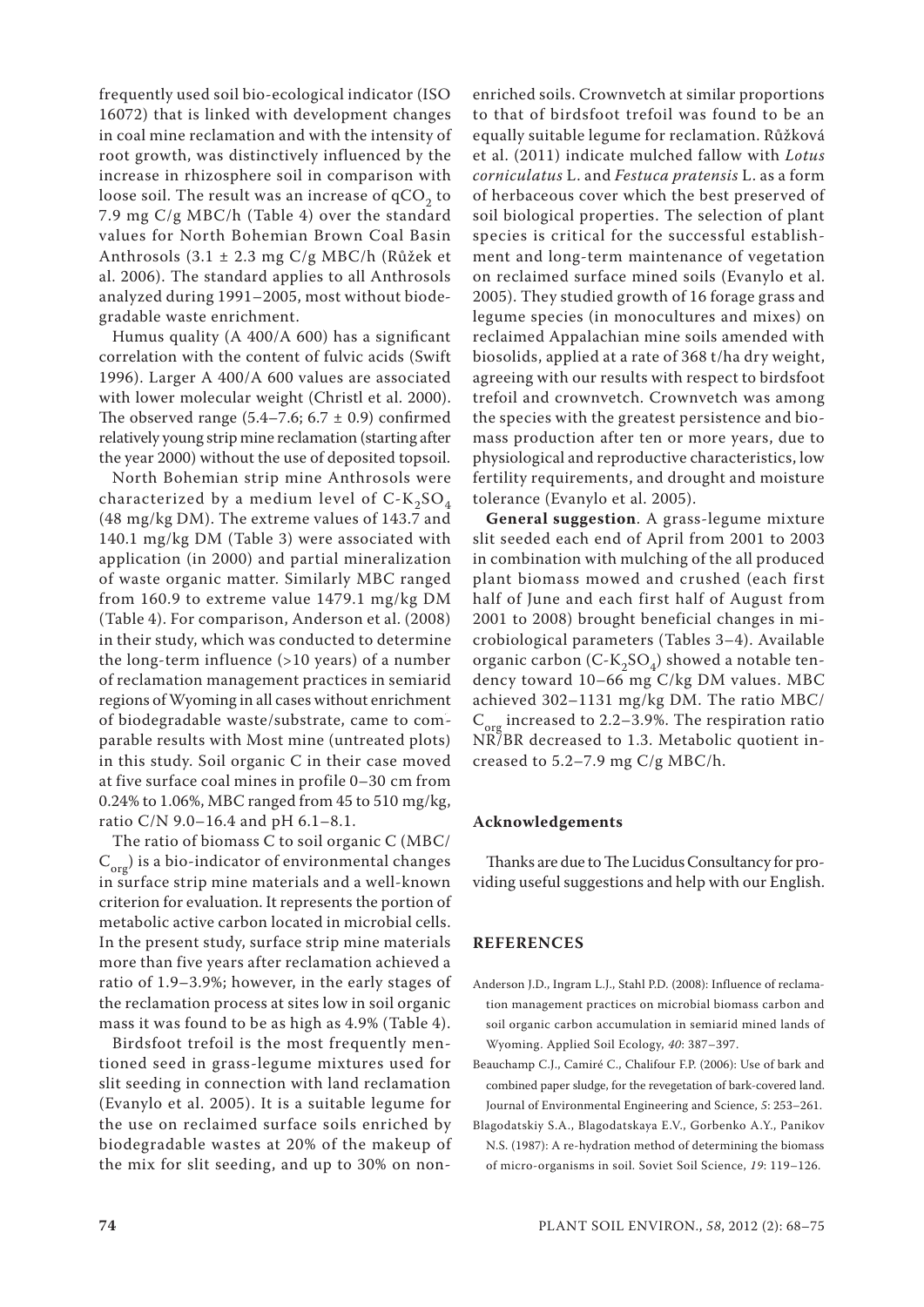frequently used soil bio-ecological indicator (ISO 16072) that is linked with development changes in coal mine reclamation and with the intensity of root growth, was distinctively influenced by the increase in rhizosphere soil in comparison with loose soil. The result was an increase of $qCO_2$ to 7.9 mg C/g MBC/h (Table 4) over the standard values for North Bohemian Brown Coal Basin Anthrosols (3.1 ± 2.3 mg C/g MBC/h (Růžek et al. 2006). The standard applies to all Anthrosols analyzed during 1991–2005, most without biodegradable waste enrichment.

Humus quality (A 400/A 600) has a significant correlation with the content of fulvic acids (Swift 1996). Larger A 400/A 600 values are associated with lower molecular weight (Christl et al. 2000). The observed range (5.4–7.6; 6.7 ± 0.9) confirmed relatively young strip mine reclamation (starting after the year 2000) without the use of deposited topsoil.

North Bohemian strip mine Anthrosols were characterized by a medium level of C-$K_2SO_4$ (48 mg/kg DM). The extreme values of 143.7 and 140.1 mg/kg DM (Table 3) were associated with application (in 2000) and partial mineralization of waste organic matter. Similarly MBC ranged from 160.9 to extreme value 1479.1 mg/kg DM (Table 4). For comparison, Anderson et al. (2008) in their study, which was conducted to determine the long-term influence (>10 years) of a number of reclamation management practices in semiarid regions of Wyoming in all cases without enrichment of biodegradable waste/substrate, came to comparable results with Most mine (untreated plots) in this study. Soil organic C in their case moved at five surface coal mines in profile 0–30 cm from 0.24% to 1.06%, MBC ranged from 45 to 510 mg/kg, ratio C/N 9.0–16.4 and pH 6.1–8.1.

The ratio of biomass C to soil organic C (MBC/$C_{org}$) is a bio-indicator of environmental changes in surface strip mine materials and a well-known criterion for evaluation. It represents the portion of metabolic active carbon located in microbial cells. In the present study, surface strip mine materials more than five years after reclamation achieved a ratio of 1.9–3.9%; however, in the early stages of the reclamation process at sites low in soil organic mass it was found to be as high as 4.9% (Table 4).

Birdsfoot trefoil is the most frequently mentioned seed in grass-legume mixtures used for slit seeding in connection with land reclamation (Evanylo et al. 2005). It is a suitable legume for the use on reclaimed surface soils enriched by biodegradable wastes at 20% of the makeup of the mix for slit seeding, and up to 30% on non-enriched soils. Crownvetch at similar proportions to that of birdsfoot trefoil was found to be an equally suitable legume for reclamation. Růžková et al. (2011) indicate mulched fallow with *Lotus corniculatus* L. and *Festuca pratensis* L. as a form of herbaceous cover which the best preserved of soil biological properties. The selection of plant species is critical for the successful establishment and long-term maintenance of vegetation on reclaimed surface mined soils (Evanylo et al. 2005). They studied growth of 16 forage grass and legume species (in monocultures and mixes) on reclaimed Appalachian mine soils amended with biosolids, applied at a rate of 368 t/ha dry weight, agreeing with our results with respect to birdsfoot trefoil and crownvetch. Crownvetch was among the species with the greatest persistence and biomass production after ten or more years, due to physiological and reproductive characteristics, low fertility requirements, and drought and moisture tolerance (Evanylo et al. 2005).

**General suggestion**. A grass-legume mixture slit seeded each end of April from 2001 to 2003 in combination with mulching of the all produced plant biomass mowed and crushed (each first half of June and each first half of August from 2001 to 2008) brought beneficial changes in microbiological parameters (Tables 3–4). Available organic carbon (C-$K_2SO_4$) showed a notable tendency toward 10–66 mg C/kg DM values. MBC achieved 302–1131 mg/kg DM. The ratio MBC/$C_{org}$ increased to 2.2–3.9%. The respiration ratio NR/BR decreased to 1.3. Metabolic quotient increased to 5.2–7.9 mg C/g MBC/h.

### Acknowledgements

Thanks are due to The Lucidus Consultancy for providing useful suggestions and help with our English.

## REFERENCES

Anderson J.D., Ingram L.J., Stahl P.D. (2008): Influence of reclamation management practices on microbial biomass carbon and soil organic carbon accumulation in semiarid mined lands of Wyoming. Applied Soil Ecology, *40*: 387–397.

Beauchamp C.J., Camiré C., Chalifour F.P. (2006): Use of bark and combined paper sludge, for the revegetation of bark-covered land. Journal of Environmental Engineering and Science, *5*: 253–261.

Blagodatskiy S.A., Blagodatskaya E.V., Gorbenko A.Y., Panikov N.S. (1987): A re-hydration method of determining the biomass of micro-organisms in soil. Soviet Soil Science, *19*: 119–126.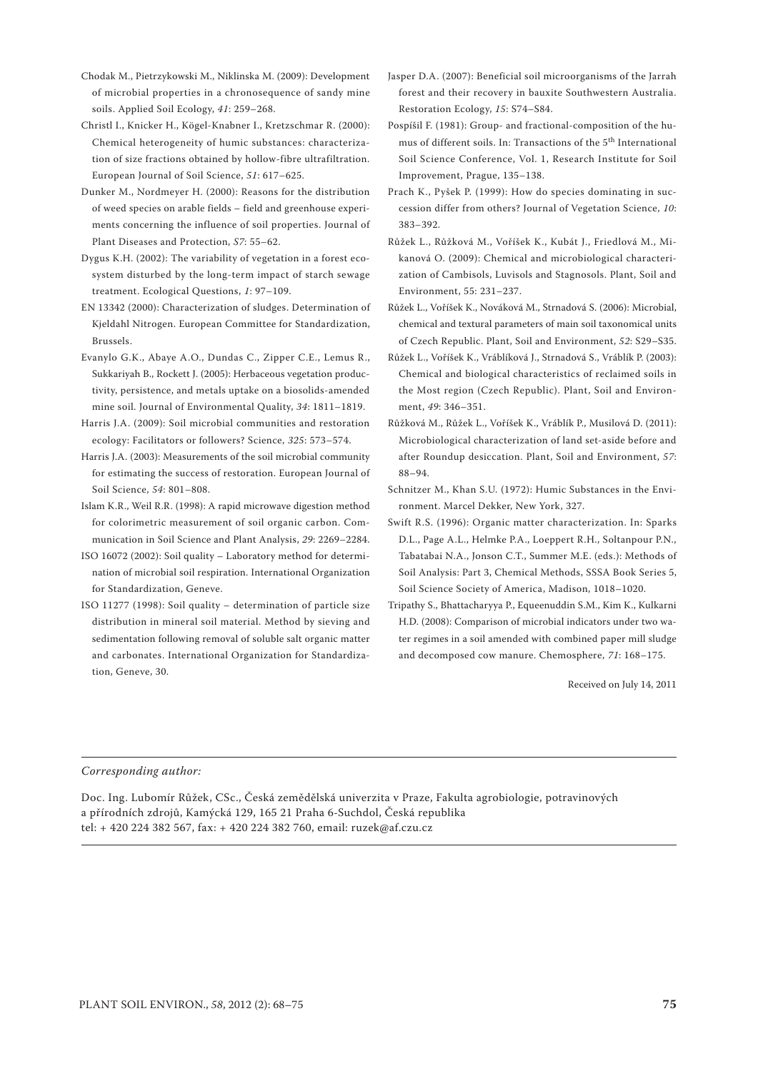Chodak M., Pietrzykowski M., Niklinska M. (2009): Development of microbial properties in a chronosequence of sandy mine soils. Applied Soil Ecology, *41*: 259–268.

Christl I., Knicker H., Kögel-Knabner I., Kretzschmar R. (2000): Chemical heterogeneity of humic substances: characterization of size fractions obtained by hollow-fibre ultrafiltration. European Journal of Soil Science, *51*: 617–625.

Dunker M., Nordmeyer H. (2000): Reasons for the distribution of weed species on arable fields – field and greenhouse experiments concerning the influence of soil properties. Journal of Plant Diseases and Protection, *S7*: 55–62.

Dygus K.H. (2002): The variability of vegetation in a forest ecosystem disturbed by the long-term impact of starch sewage treatment. Ecological Questions, *1*: 97–109.

EN 13342 (2000): Characterization of sludges. Determination of Kjeldahl Nitrogen. European Committee for Standardization, Brussels.

Evanylo G.K., Abaye A.O., Dundas C., Zipper C.E., Lemus R., Sukkariyah B., Rockett J. (2005): Herbaceous vegetation productivity, persistence, and metals uptake on a biosolids-amended mine soil. Journal of Environmental Quality, *34*: 1811–1819.

Harris J.A. (2009): Soil microbial communities and restoration ecology: Facilitators or followers? Science, *325*: 573–574.

Harris J.A. (2003): Measurements of the soil microbial community for estimating the success of restoration. European Journal of Soil Science, *54*: 801–808.

Islam K.R., Weil R.R. (1998): A rapid microwave digestion method for colorimetric measurement of soil organic carbon. Communication in Soil Science and Plant Analysis, *29*: 2269–2284.

ISO 16072 (2002): Soil quality – Laboratory method for determination of microbial soil respiration. International Organization for Standardization, Geneve.

ISO 11277 (1998): Soil quality – determination of particle size distribution in mineral soil material. Method by sieving and sedimentation following removal of soluble salt organic matter and carbonates. International Organization for Standardization, Geneve, 30.

Jasper D.A. (2007): Beneficial soil microorganisms of the Jarrah forest and their recovery in bauxite Southwestern Australia. Restoration Ecology, *15*: S74–S84.

Pospíšil F. (1981): Group- and fractional-composition of the humus of different soils. In: Transactions of the 5th International Soil Science Conference, Vol. 1, Research Institute for Soil Improvement, Prague, 135–138.

Prach K., Pyšek P. (1999): How do species dominating in succession differ from others? Journal of Vegetation Science, *10*: 383–392.

Růžek L., Růžková M., Voříšek K., Kubát J., Friedlová M., Mikanová O. (2009): Chemical and microbiological characterization of Cambisols, Luvisols and Stagnosols. Plant, Soil and Environment, 55: 231–237.

Růžek L., Voříšek K., Nováková M., Strnadová S. (2006): Microbial, chemical and textural parameters of main soil taxonomical units of Czech Republic. Plant, Soil and Environment, *52*: S29–S35.

Růžek L., Voříšek K., Vráblíková J., Strnadová S., Vráblík P. (2003): Chemical and biological characteristics of reclaimed soils in the Most region (Czech Republic). Plant, Soil and Environment, *49*: 346–351.

Růžková M., Růžek L., Voříšek K., Vráblík P., Musilová D. (2011): Microbiological characterization of land set-aside before and after Roundup desiccation. Plant, Soil and Environment, *57*: 88–94.

Schnitzer M., Khan S.U. (1972): Humic Substances in the Environment. Marcel Dekker, New York, 327.

Swift R.S. (1996): Organic matter characterization. In: Sparks D.L., Page A.L., Helmke P.A., Loeppert R.H., Soltanpour P.N., Tabatabai N.A., Jonson C.T., Summer M.E. (eds.): Methods of Soil Analysis: Part 3, Chemical Methods, SSSA Book Series 5, Soil Science Society of America, Madison, 1018–1020.

Tripathy S., Bhattacharyya P., Equeenuddin S.M., Kim K., Kulkarni H.D. (2008): Comparison of microbial indicators under two water regimes in a soil amended with combined paper mill sludge and decomposed cow manure. Chemosphere, *71*: 168–175.

Received on July 14, 2011

---

*Corresponding author:*

Doc. Ing. Lubomír Růžek, CSc., Česká zemědělská univerzita v Praze, Fakulta agrobiologie, potravinových a přírodních zdrojů, Kamýcká 129, 165 21 Praha 6-Suchdol, Česká republika
tel: + 420 224 382 567, fax: + 420 224 382 760, email: ruzek@af.czu.cz